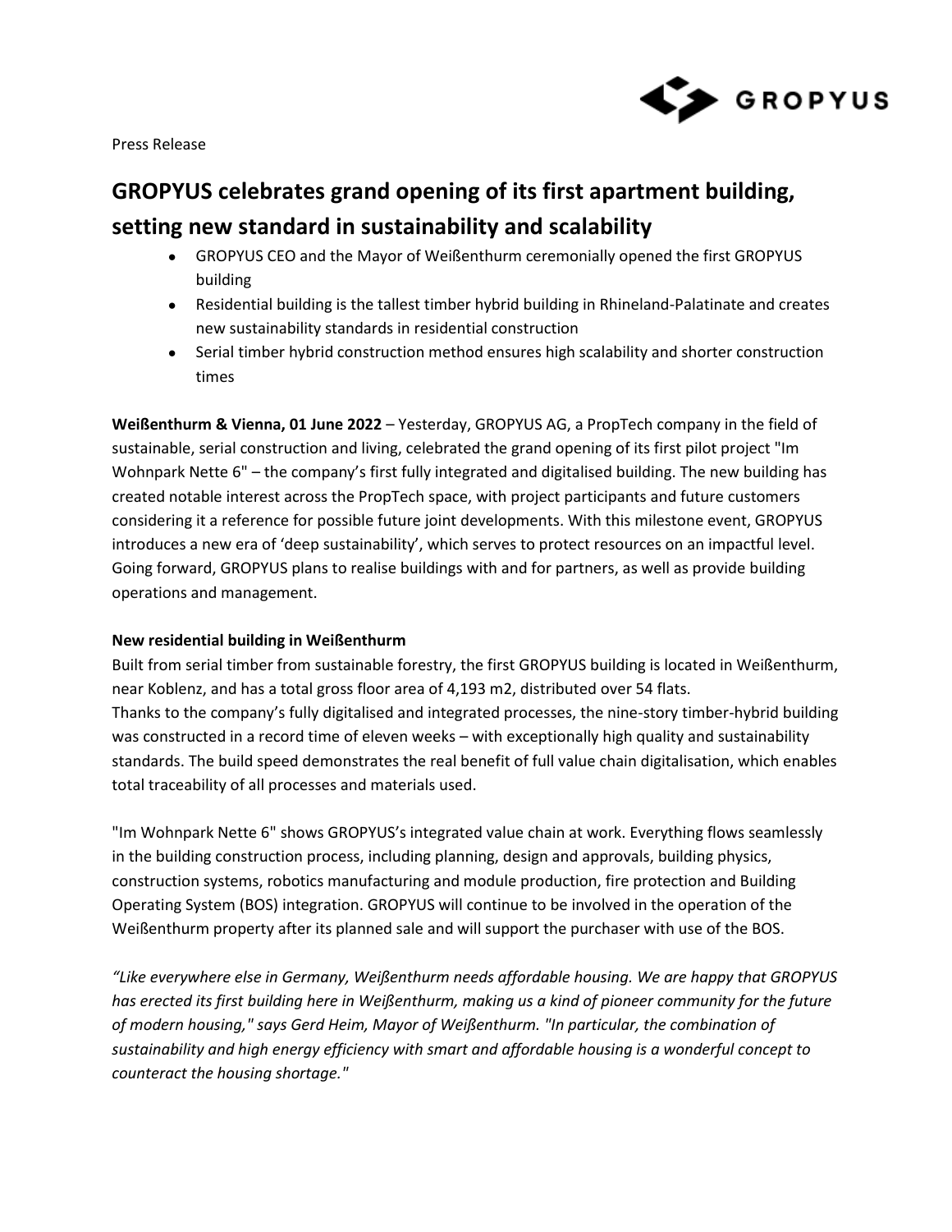Press Release

# GROPYUS celebrates grand opening of its first apartment building, setting new standard in sustainability and scalability

- GROPYUS CEO and the Mayor of Weißenthurm ceremonially opened the first GROPYUS building
- Residential building is the tallest timber hybrid building in Rhineland-Palatinate and creates new sustainability standards in residential construction
- Serial timber hybrid construction method ensures high scalability and shorter construction times

**Weißenthurm & Vienna, 01 June 2022** – Yesterday, GROPYUS AG, a PropTech company in the field of sustainable, serial construction and living, celebrated the grand opening of its first pilot project "Im Wohnpark Nette 6" – the company's first fully integrated and digitalised building. The new building has created notable interest across the PropTech space, with project participants and future customers considering it a reference for possible future joint developments. With this milestone event, GROPYUS introduces a new era of 'deep sustainability', which serves to protect resources on an impactful level. Going forward, GROPYUS plans to realise buildings with and for partners, as well as provide building operations and management.

**New residential building in Weißenthurm**

Built from serial timber from sustainable forestry, the first GROPYUS building is located in Weißenthurm, near Koblenz, and has a total gross floor area of 4,193 m2, distributed over 54 flats.
Thanks to the company's fully digitalised and integrated processes, the nine-story timber-hybrid building was constructed in a record time of eleven weeks – with exceptionally high quality and sustainability standards. The build speed demonstrates the real benefit of full value chain digitalisation, which enables total traceability of all processes and materials used.

"Im Wohnpark Nette 6" shows GROPYUS's integrated value chain at work. Everything flows seamlessly in the building construction process, including planning, design and approvals, building physics, construction systems, robotics manufacturing and module production, fire protection and Building Operating System (BOS) integration. GROPYUS will continue to be involved in the operation of the Weißenthurm property after its planned sale and will support the purchaser with use of the BOS.

*"Like everywhere else in Germany, Weißenthurm needs affordable housing. We are happy that GROPYUS has erected its first building here in Weißenthurm, making us a kind of pioneer community for the future of modern housing," says Gerd Heim, Mayor of Weißenthurm. "In particular, the combination of sustainability and high energy efficiency with smart and affordable housing is a wonderful concept to counteract the housing shortage."*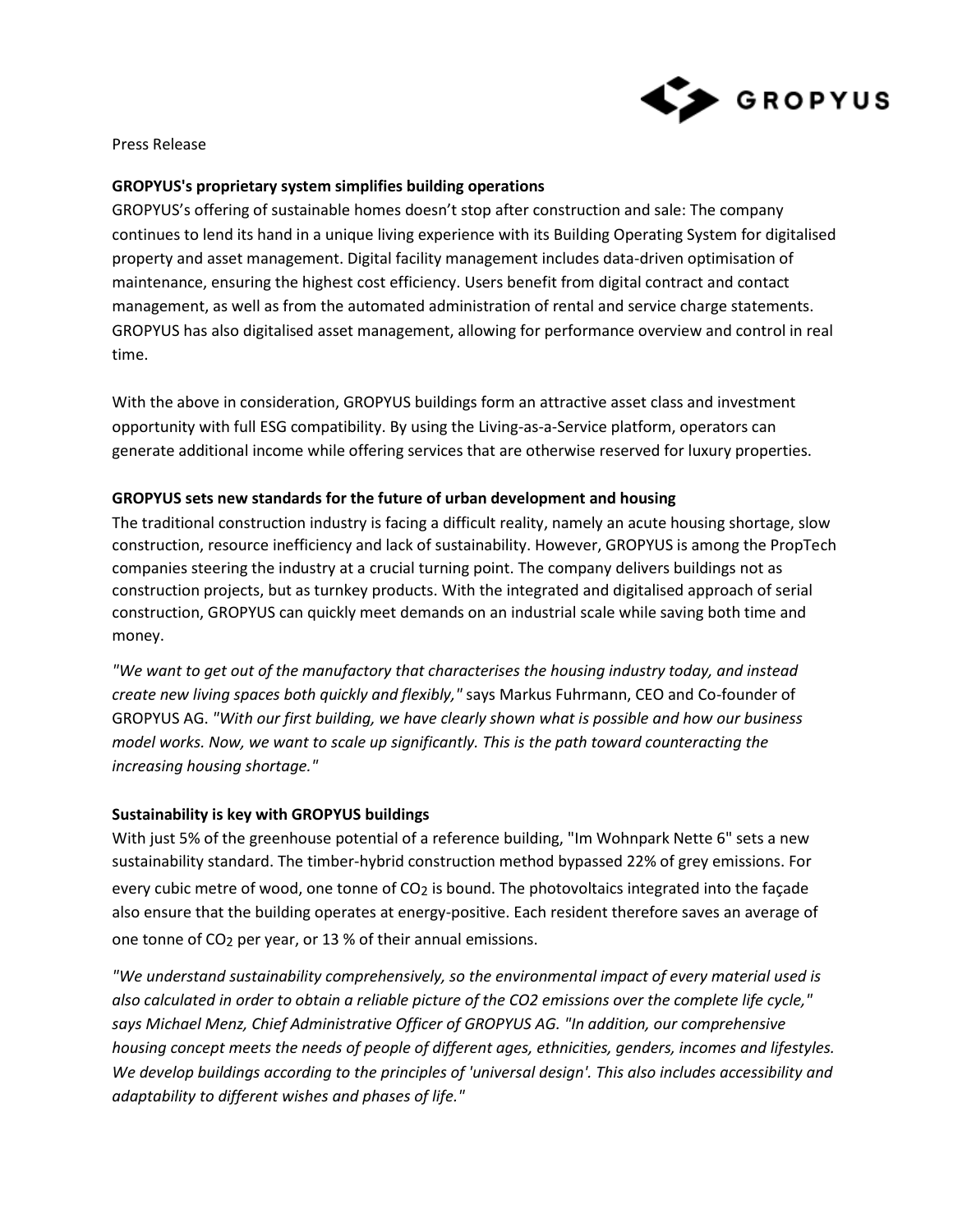Press Release

**GROPYUS's proprietary system simplifies building operations**

GROPYUS's offering of sustainable homes doesn't stop after construction and sale: The company continues to lend its hand in a unique living experience with its Building Operating System for digitalised property and asset management. Digital facility management includes data-driven optimisation of maintenance, ensuring the highest cost efficiency. Users benefit from digital contract and contact management, as well as from the automated administration of rental and service charge statements. GROPYUS has also digitalised asset management, allowing for performance overview and control in real time.

With the above in consideration, GROPYUS buildings form an attractive asset class and investment opportunity with full ESG compatibility. By using the Living-as-a-Service platform, operators can generate additional income while offering services that are otherwise reserved for luxury properties.

**GROPYUS sets new standards for the future of urban development and housing**

The traditional construction industry is facing a difficult reality, namely an acute housing shortage, slow construction, resource inefficiency and lack of sustainability. However, GROPYUS is among the PropTech companies steering the industry at a crucial turning point. The company delivers buildings not as construction projects, but as turnkey products. With the integrated and digitalised approach of serial construction, GROPYUS can quickly meet demands on an industrial scale while saving both time and money.

*"We want to get out of the manufactory that characterises the housing industry today, and instead create new living spaces both quickly and flexibly,"* says Markus Fuhrmann, CEO and Co-founder of GROPYUS AG. *"With our first building, we have clearly shown what is possible and how our business model works. Now, we want to scale up significantly. This is the path toward counteracting the increasing housing shortage."*

**Sustainability is key with GROPYUS buildings**

With just 5% of the greenhouse potential of a reference building, "Im Wohnpark Nette 6" sets a new sustainability standard. The timber-hybrid construction method bypassed 22% of grey emissions. For every cubic metre of wood, one tonne of $CO_2$ is bound. The photovoltaics integrated into the façade also ensure that the building operates at energy-positive. Each resident therefore saves an average of one tonne of $CO_2$ per year, or 13 % of their annual emissions.

*"We understand sustainability comprehensively, so the environmental impact of every material used is also calculated in order to obtain a reliable picture of the CO2 emissions over the complete life cycle," says Michael Menz, Chief Administrative Officer of GROPYUS AG. "In addition, our comprehensive housing concept meets the needs of people of different ages, ethnicities, genders, incomes and lifestyles. We develop buildings according to the principles of 'universal design'. This also includes accessibility and adaptability to different wishes and phases of life."*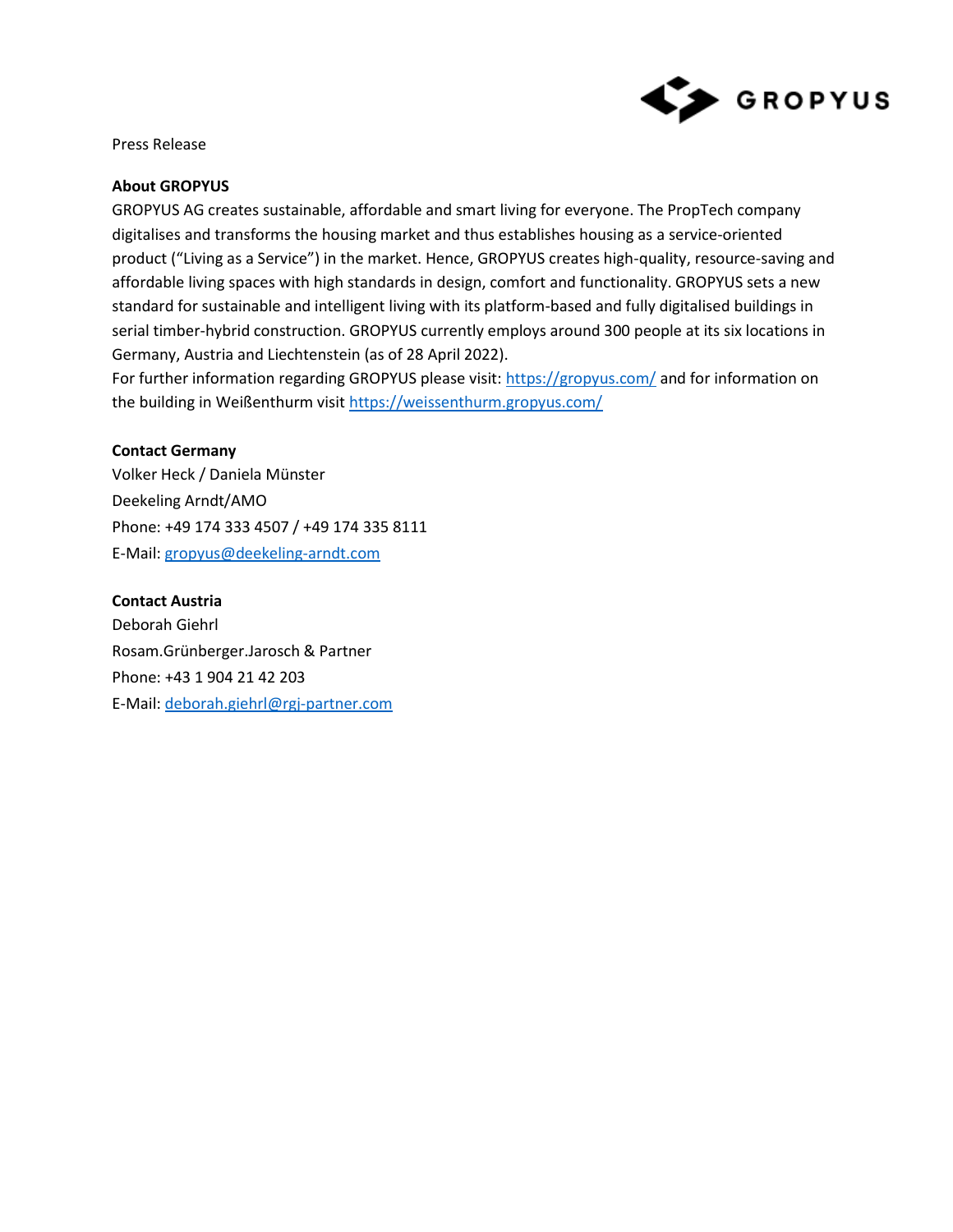Press Release

**About GROPYUS**

GROPYUS AG creates sustainable, affordable and smart living for everyone. The PropTech company digitalises and transforms the housing market and thus establishes housing as a service-oriented product ("Living as a Service") in the market. Hence, GROPYUS creates high-quality, resource-saving and affordable living spaces with high standards in design, comfort and functionality. GROPYUS sets a new standard for sustainable and intelligent living with its platform-based and fully digitalised buildings in serial timber-hybrid construction. GROPYUS currently employs around 300 people at its six locations in Germany, Austria and Liechtenstein (as of 28 April 2022).

For further information regarding GROPYUS please visit: https://gropyus.com/ and for information on the building in Weißenthurm visit https://weissenthurm.gropyus.com/

**Contact Germany**

Volker Heck / Daniela Münster

Deekeling Arndt/AMO

Phone: +49 174 333 4507 / +49 174 335 8111

E-Mail: gropyus@deekeling-arndt.com

**Contact Austria**

Deborah Giehrl

Rosam.Grünberger.Jarosch & Partner

Phone: +43 1 904 21 42 203

E-Mail: deborah.giehrl@rgj-partner.com